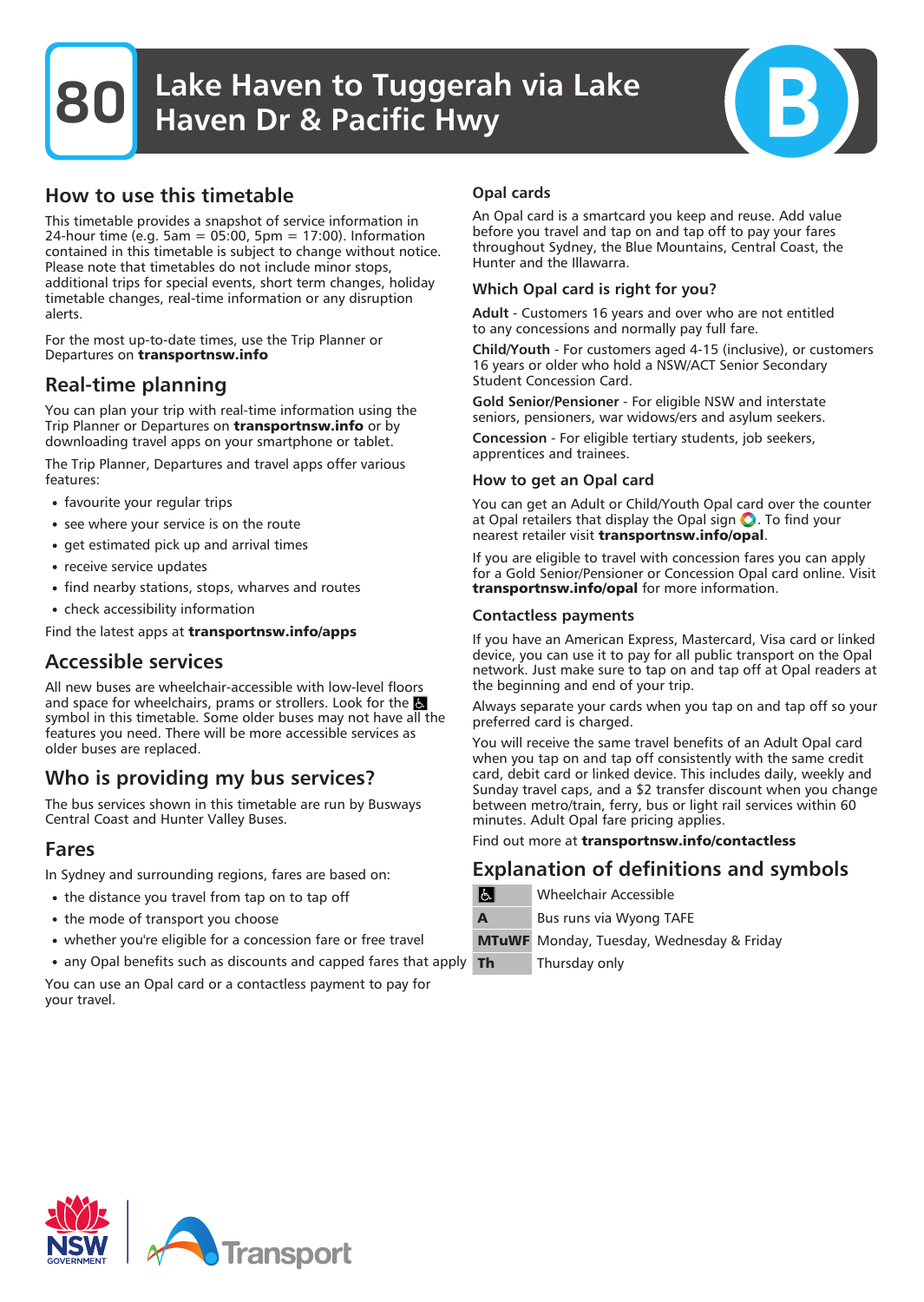# 80 Lake Haven to Tuggerah via Lake Haven Dr & Pacific Hwy

B

## How to use this timetable

This timetable provides a snapshot of service information in 24-hour time (e.g. 5am = 05:00, 5pm = 17:00). Information contained in this timetable is subject to change without notice. Please note that timetables do not include minor stops, additional trips for special events, short term changes, holiday timetable changes, real-time information or any disruption alerts.

For the most up-to-date times, use the Trip Planner or Departures on **transportnsw.info**

## Real-time planning

You can plan your trip with real-time information using the Trip Planner or Departures on **transportnsw.info** or by downloading travel apps on your smartphone or tablet.

The Trip Planner, Departures and travel apps offer various features:

- favourite your regular trips
- see where your service is on the route
- get estimated pick up and arrival times
- receive service updates
- find nearby stations, stops, wharves and routes
- check accessibility information

Find the latest apps at **transportnsw.info/apps**

## Accessible services

All new buses are wheelchair-accessible with low-level floors and space for wheelchairs, prams or strollers. Look for the ♿ symbol in this timetable. Some older buses may not have all the features you need. There will be more accessible services as older buses are replaced.

## Who is providing my bus services?

The bus services shown in this timetable are run by Busways Central Coast and Hunter Valley Buses.

## Fares

In Sydney and surrounding regions, fares are based on:

- the distance you travel from tap on to tap off
- the mode of transport you choose
- whether you're eligible for a concession fare or free travel
- any Opal benefits such as discounts and capped fares that apply

You can use an Opal card or a contactless payment to pay for your travel.

### Opal cards

An Opal card is a smartcard you keep and reuse. Add value before you travel and tap on and tap off to pay your fares throughout Sydney, the Blue Mountains, Central Coast, the Hunter and the Illawarra.

### Which Opal card is right for you?

**Adult** - Customers 16 years and over who are not entitled to any concessions and normally pay full fare.

**Child/Youth** - For customers aged 4-15 (inclusive), or customers 16 years or older who hold a NSW/ACT Senior Secondary Student Concession Card.

**Gold Senior/Pensioner** - For eligible NSW and interstate seniors, pensioners, war widow/ers and asylum seekers.

**Concession** - For eligible tertiary students, job seekers, apprentices and trainees.

### How to get an Opal card

You can get an Adult or Child/Youth Opal card over the counter at Opal retailers that display the Opal sign. To find your nearest retailer visit **transportnsw.info/opal**.

If you are eligible to travel with concession fares you can apply for a Gold Senior/Pensioner or Concession Opal card online. Visit **transportnsw.info/opal** for more information.

### Contactless payments

If you have an American Express, Mastercard, Visa card or linked device, you can use it to pay for all public transport on the Opal network. Just make sure to tap on and tap off at Opal readers at the beginning and end of your trip.

Always separate your cards when you tap on and tap off so your preferred card is charged.

You will receive the same travel benefits of an Adult Opal card when you tap on and tap off consistently with the same credit card, debit card or linked device. This includes daily, weekly and Sunday travel caps, and a $2 transfer discount when you change between metro/train, ferry, bus or light rail services within 60 minutes. Adult Opal fare pricing applies.

Find out more at **transportnsw.info/contactless**

## Explanation of definitions and symbols

| Symbol | Definition |
|---|---|
| ♿ | Wheelchair Accessible |
| A | Bus runs via Wyong TAFE |
| MTuWF | Monday, Tuesday, Wednesday & Friday |
| Th | Thursday only |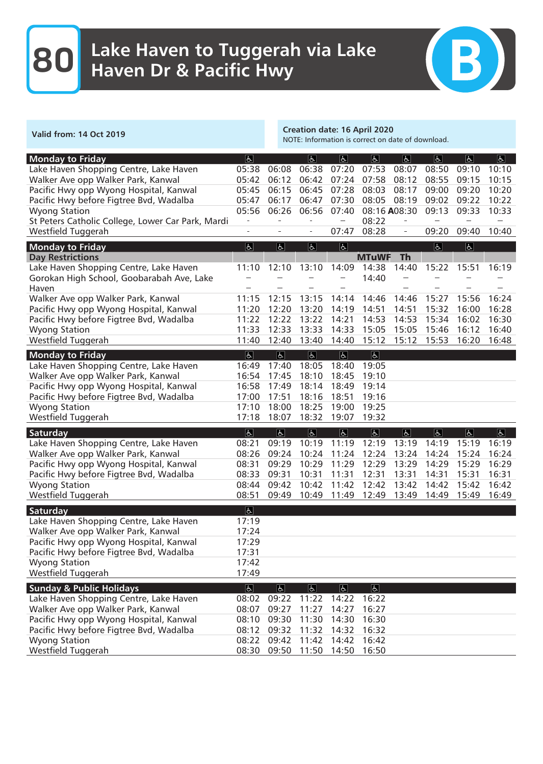# 80 Lake Haven to Tuggerah via Lake Haven Dr & Pacific Hwy

B

**Valid from: 14 Oct 2019**

**Creation date: 16 April 2020**
NOTE: Information is correct on date of download.

| Monday to Friday | ♿ | | ♿ | ♿ | ♿ | ♿ | ♿ | ♿ | ♿ |
|---|---|---|---|---|---|---|---|---|---|
| Lake Haven Shopping Centre, Lake Haven | 05:38 | 06:08 | 06:38 | 07:20 | 07:53 | 08:07 | 08:50 | 09:10 | 10:10 |
| Walker Ave opp Walker Park, Kanwal | 05:42 | 06:12 | 06:42 | 07:24 | 07:58 | 08:12 | 08:55 | 09:15 | 10:15 |
| Pacific Hwy opp Wyong Hospital, Kanwal | 05:45 | 06:15 | 06:45 | 07:28 | 08:03 | 08:17 | 09:00 | 09:20 | 10:20 |
| Pacific Hwy before Figtree Bvd, Wadalba | 05:47 | 06:17 | 06:47 | 07:30 | 08:05 | 08:19 | 09:02 | 09:22 | 10:22 |
| Wyong Station | 05:56 | 06:26 | 06:56 | 07:40 | 08:16 | **A**08:30 | 09:13 | 09:33 | 10:33 |
| St Peters Catholic College, Lower Car Park, Mardi | - | - | - | – | 08:22 | - | – | – | – |
| Westfield Tuggerah | - | - | - | 07:47 | 08:28 | - | 09:20 | 09:40 | 10:40 |

| Monday to Friday | ♿ | ♿ | ♿ | ♿ | | | ♿ | ♿ | |
|---|---|---|---|---|---|---|---|---|---|
| Day Restrictions | | | | | MTuWF | Th | | | |
| Lake Haven Shopping Centre, Lake Haven | 11:10 | 12:10 | 13:10 | 14:09 | 14:38 | 14:40 | 15:22 | 15:51 | 16:19 |
| Gorokan High School, Goobarabah Ave, Lake Haven | – | – | – | – | 14:40 | – | – | – | – |
| Walker Ave opp Walker Park, Kanwal | 11:15 | 12:15 | 13:15 | 14:14 | 14:46 | 14:46 | 15:27 | 15:56 | 16:24 |
| Pacific Hwy opp Wyong Hospital, Kanwal | 11:20 | 12:20 | 13:20 | 14:19 | 14:51 | 14:51 | 15:32 | 16:00 | 16:28 |
| Pacific Hwy before Figtree Bvd, Wadalba | 11:22 | 12:22 | 13:22 | 14:21 | 14:53 | 14:53 | 15:34 | 16:02 | 16:30 |
| Wyong Station | 11:33 | 12:33 | 13:33 | 14:33 | 15:05 | 15:05 | 15:46 | 16:12 | 16:40 |
| Westfield Tuggerah | 11:40 | 12:40 | 13:40 | 14:40 | 15:12 | 15:12 | 15:53 | 16:20 | 16:48 |

| Monday to Friday | ♿ | ♿ | ♿ | ♿ | ♿ |
|---|---|---|---|---|---|
| Lake Haven Shopping Centre, Lake Haven | 16:49 | 17:40 | 18:05 | 18:40 | 19:05 |
| Walker Ave opp Walker Park, Kanwal | 16:54 | 17:45 | 18:10 | 18:45 | 19:10 |
| Pacific Hwy opp Wyong Hospital, Kanwal | 16:58 | 17:49 | 18:14 | 18:49 | 19:14 |
| Pacific Hwy before Figtree Bvd, Wadalba | 17:00 | 17:51 | 18:16 | 18:51 | 19:16 |
| Wyong Station | 17:10 | 18:00 | 18:25 | 19:00 | 19:25 |
| Westfield Tuggerah | 17:18 | 18:07 | 18:32 | 19:07 | 19:32 |

| Saturday | ♿ | ♿ | ♿ | ♿ | ♿ | ♿ | ♿ | ♿ | ♿ |
|---|---|---|---|---|---|---|---|---|---|
| Lake Haven Shopping Centre, Lake Haven | 08:21 | 09:19 | 10:19 | 11:19 | 12:19 | 13:19 | 14:19 | 15:19 | 16:19 |
| Walker Ave opp Walker Park, Kanwal | 08:26 | 09:24 | 10:24 | 11:24 | 12:24 | 13:24 | 14:24 | 15:24 | 16:24 |
| Pacific Hwy opp Wyong Hospital, Kanwal | 08:31 | 09:29 | 10:29 | 11:29 | 12:29 | 13:29 | 14:29 | 15:29 | 16:29 |
| Pacific Hwy before Figtree Bvd, Wadalba | 08:33 | 09:31 | 10:31 | 11:31 | 12:31 | 13:31 | 14:31 | 15:31 | 16:31 |
| Wyong Station | 08:44 | 09:42 | 10:42 | 11:42 | 12:42 | 13:42 | 14:42 | 15:42 | 16:42 |
| Westfield Tuggerah | 08:51 | 09:49 | 10:49 | 11:49 | 12:49 | 13:49 | 14:49 | 15:49 | 16:49 |

| Saturday | ♿ |
|---|---|
| Lake Haven Shopping Centre, Lake Haven | 17:19 |
| Walker Ave opp Walker Park, Kanwal | 17:24 |
| Pacific Hwy opp Wyong Hospital, Kanwal | 17:29 |
| Pacific Hwy before Figtree Bvd, Wadalba | 17:31 |
| Wyong Station | 17:42 |
| Westfield Tuggerah | 17:49 |

| Sunday & Public Holidays | ♿ | ♿ | ♿ | ♿ | ♿ |
|---|---|---|---|---|---|
| Lake Haven Shopping Centre, Lake Haven | 08:02 | 09:22 | 11:22 | 14:22 | 16:22 |
| Walker Ave opp Walker Park, Kanwal | 08:07 | 09:27 | 11:27 | 14:27 | 16:27 |
| Pacific Hwy opp Wyong Hospital, Kanwal | 08:10 | 09:30 | 11:30 | 14:30 | 16:30 |
| Pacific Hwy before Figtree Bvd, Wadalba | 08:12 | 09:32 | 11:32 | 14:32 | 16:32 |
| Wyong Station | 08:22 | 09:42 | 11:42 | 14:42 | 16:42 |
| Westfield Tuggerah | 08:30 | 09:50 | 11:50 | 14:50 | 16:50 |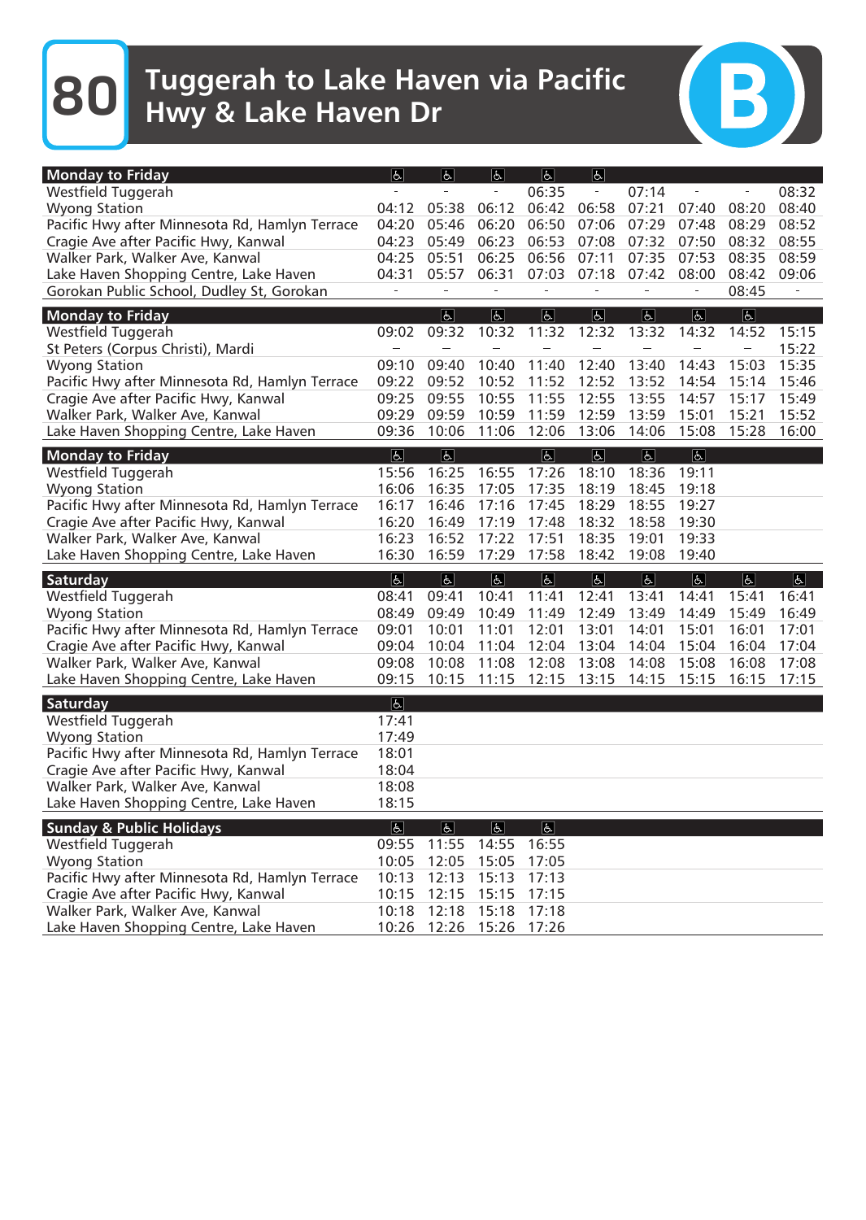# 80 Tuggerah to Lake Haven via Pacific Hwy & Lake Haven Dr

B

| Monday to Friday | ♿ | ♿ | ♿ | ♿ | ♿ | | | | |
|---|---|---|---|---|---|---|---|---|---|
| Westfield Tuggerah | - | - | - | 06:35 | - | 07:14 | - | - | 08:32 |
| Wyong Station | 04:12 | 05:38 | 06:12 | 06:42 | 06:58 | 07:21 | 07:40 | 08:20 | 08:40 |
| Pacific Hwy after Minnesota Rd, Hamlyn Terrace | 04:20 | 05:46 | 06:20 | 06:50 | 07:06 | 07:29 | 07:48 | 08:29 | 08:52 |
| Cragie Ave after Pacific Hwy, Kanwal | 04:23 | 05:49 | 06:23 | 06:53 | 07:08 | 07:32 | 07:50 | 08:32 | 08:55 |
| Walker Park, Walker Ave, Kanwal | 04:25 | 05:51 | 06:25 | 06:56 | 07:11 | 07:35 | 07:53 | 08:35 | 08:59 |
| Lake Haven Shopping Centre, Lake Haven | 04:31 | 05:57 | 06:31 | 07:03 | 07:18 | 07:42 | 08:00 | 08:42 | 09:06 |
| Gorokan Public School, Dudley St, Gorokan | - | - | - | - | - | - | - | 08:45 | - |

| Monday to Friday | | ♿ | ♿ | ♿ | ♿ | ♿ | ♿ | ♿ | |
|---|---|---|---|---|---|---|---|---|---|
| Westfield Tuggerah | 09:02 | 09:32 | 10:32 | 11:32 | 12:32 | 13:32 | 14:32 | 14:52 | 15:15 |
| St Peters (Corpus Christi), Mardi | – | – | – | – | – | – | – | – | 15:22 |
| Wyong Station | 09:10 | 09:40 | 10:40 | 11:40 | 12:40 | 13:40 | 14:43 | 15:03 | 15:35 |
| Pacific Hwy after Minnesota Rd, Hamlyn Terrace | 09:22 | 09:52 | 10:52 | 11:52 | 12:52 | 13:52 | 14:54 | 15:14 | 15:46 |
| Cragie Ave after Pacific Hwy, Kanwal | 09:25 | 09:55 | 10:55 | 11:55 | 12:55 | 13:55 | 14:57 | 15:17 | 15:49 |
| Walker Park, Walker Ave, Kanwal | 09:29 | 09:59 | 10:59 | 11:59 | 12:59 | 13:59 | 15:01 | 15:21 | 15:52 |
| Lake Haven Shopping Centre, Lake Haven | 09:36 | 10:06 | 11:06 | 12:06 | 13:06 | 14:06 | 15:08 | 15:28 | 16:00 |

| Monday to Friday | ♿ | ♿ | | ♿ | ♿ | ♿ | ♿ |
|---|---|---|---|---|---|---|---|
| Westfield Tuggerah | 15:56 | 16:25 | 16:55 | 17:26 | 18:10 | 18:36 | 19:11 |
| Wyong Station | 16:06 | 16:35 | 17:05 | 17:35 | 18:19 | 18:45 | 19:18 |
| Pacific Hwy after Minnesota Rd, Hamlyn Terrace | 16:17 | 16:46 | 17:16 | 17:45 | 18:29 | 18:55 | 19:27 |
| Cragie Ave after Pacific Hwy, Kanwal | 16:20 | 16:49 | 17:19 | 17:48 | 18:32 | 18:58 | 19:30 |
| Walker Park, Walker Ave, Kanwal | 16:23 | 16:52 | 17:22 | 17:51 | 18:35 | 19:01 | 19:33 |
| Lake Haven Shopping Centre, Lake Haven | 16:30 | 16:59 | 17:29 | 17:58 | 18:42 | 19:08 | 19:40 |

| Saturday | ♿ | ♿ | ♿ | ♿ | ♿ | ♿ | ♿ | ♿ | ♿ | ♿ |
|---|---|---|---|---|---|---|---|---|---|---|
| Westfield Tuggerah | 08:41 | 09:41 | 10:41 | 11:41 | 12:41 | 13:41 | 14:41 | 15:41 | 16:41 | 17:41 |
| Wyong Station | 08:49 | 09:49 | 10:49 | 11:49 | 12:49 | 13:49 | 14:49 | 15:49 | 16:49 | 17:49 |
| Pacific Hwy after Minnesota Rd, Hamlyn Terrace | 09:01 | 10:01 | 11:01 | 12:01 | 13:01 | 14:01 | 15:01 | 16:01 | 17:01 | 18:01 |
| Cragie Ave after Pacific Hwy, Kanwal | 09:04 | 10:04 | 11:04 | 12:04 | 13:04 | 14:04 | 15:04 | 16:04 | 17:04 | 18:04 |
| Walker Park, Walker Ave, Kanwal | 09:08 | 10:08 | 11:08 | 12:08 | 13:08 | 14:08 | 15:08 | 16:08 | 17:08 | 18:08 |
| Lake Haven Shopping Centre, Lake Haven | 09:15 | 10:15 | 11:15 | 12:15 | 13:15 | 14:15 | 15:15 | 16:15 | 17:15 | 18:15 |

| Sunday & Public Holidays | ♿ | ♿ | ♿ | ♿ |
|---|---|---|---|---|
| Westfield Tuggerah | 09:55 | 11:55 | 14:55 | 16:55 |
| Wyong Station | 10:05 | 12:05 | 15:05 | 17:05 |
| Pacific Hwy after Minnesota Rd, Hamlyn Terrace | 10:13 | 12:13 | 15:13 | 17:13 |
| Cragie Ave after Pacific Hwy, Kanwal | 10:15 | 12:15 | 15:15 | 17:15 |
| Walker Park, Walker Ave, Kanwal | 10:18 | 12:18 | 15:18 | 17:18 |
| Lake Haven Shopping Centre, Lake Haven | 10:26 | 12:26 | 15:26 | 17:26 |